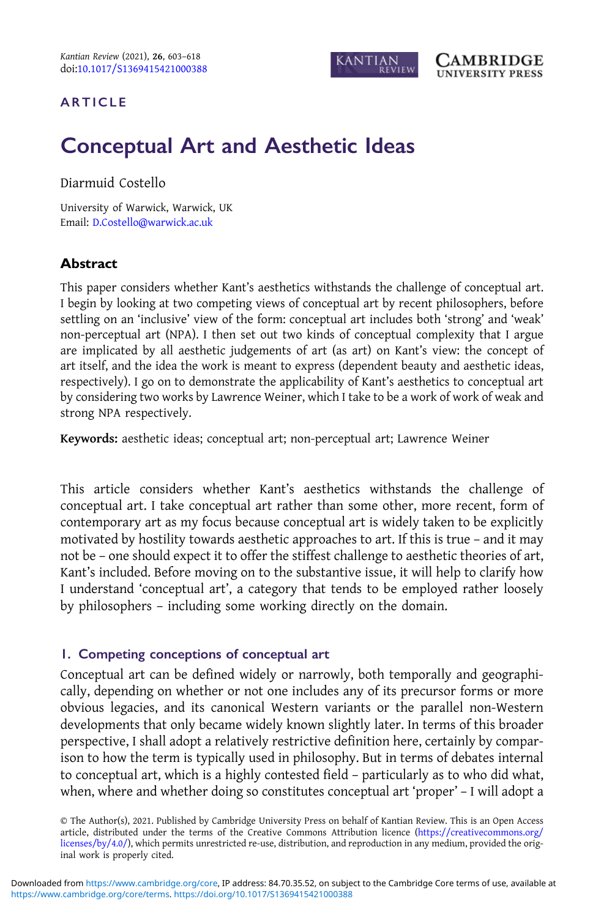ARTICLE

# Conceptual Art and Aesthetic Ideas

Diarmuid Costello

University of Warwick, Warwick, UK
Email: D.Costello@warwick.ac.uk

## Abstract

This paper considers whether Kant's aesthetics withstands the challenge of conceptual art. I begin by looking at two competing views of conceptual art by recent philosophers, before settling on an 'inclusive' view of the form: conceptual art includes both 'strong' and 'weak' non-perceptual art (NPA). I then set out two kinds of conceptual complexity that I argue are implicated by all aesthetic judgements of art (as art) on Kant's view: the concept of art itself, and the idea the work is meant to express (dependent beauty and aesthetic ideas, respectively). I go on to demonstrate the applicability of Kant's aesthetics to conceptual art by considering two works by Lawrence Weiner, which I take to be a work of work of weak and strong NPA respectively.

**Keywords:** aesthetic ideas; conceptual art; non-perceptual art; Lawrence Weiner

This article considers whether Kant's aesthetics withstands the challenge of conceptual art. I take conceptual art rather than some other, more recent, form of contemporary art as my focus because conceptual art is widely taken to be explicitly motivated by hostility towards aesthetic approaches to art. If this is true – and it may not be – one should expect it to offer the stiffest challenge to aesthetic theories of art, Kant's included. Before moving on to the substantive issue, it will help to clarify how I understand 'conceptual art', a category that tends to be employed rather loosely by philosophers – including some working directly on the domain.

## 1. Competing conceptions of conceptual art

Conceptual art can be defined widely or narrowly, both temporally and geographically, depending on whether or not one includes any of its precursor forms or more obvious legacies, and its canonical Western variants or the parallel non-Western developments that only became widely known slightly later. In terms of this broader perspective, I shall adopt a relatively restrictive definition here, certainly by comparison to how the term is typically used in philosophy. But in terms of debates internal to conceptual art, which is a highly contested field – particularly as to who did what, when, where and whether doing so constitutes conceptual art 'proper' – I will adopt a

© The Author(s), 2021. Published by Cambridge University Press on behalf of Kantian Review. This is an Open Access article, distributed under the terms of the Creative Commons Attribution licence (https://creativecommons.org/licenses/by/4.0/), which permits unrestricted re-use, distribution, and reproduction in any medium, provided the original work is properly cited.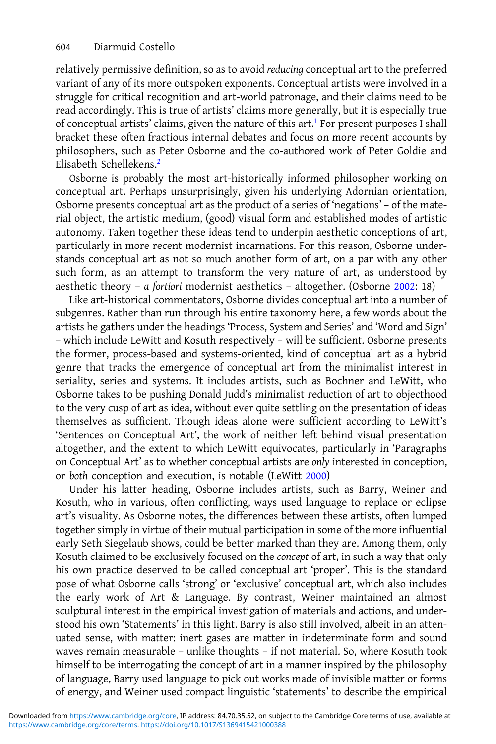relatively permissive definition, so as to avoid *reducing* conceptual art to the preferred variant of any of its more outspoken exponents. Conceptual artists were involved in a struggle for critical recognition and art-world patronage, and their claims need to be read accordingly. This is true of artists' claims more generally, but it is especially true of conceptual artists' claims, given the nature of this art.[1] For present purposes I shall bracket these often fractious internal debates and focus on more recent accounts by philosophers, such as Peter Osborne and the co-authored work of Peter Goldie and Elisabeth Schellekens.[2]

Osborne is probably the most art-historically informed philosopher working on conceptual art. Perhaps unsurprisingly, given his underlying Adornian orientation, Osborne presents conceptual art as the product of a series of 'negations' – of the material object, the artistic medium, (good) visual form and established modes of artistic autonomy. Taken together these ideas tend to underpin aesthetic conceptions of art, particularly in more recent modernist incarnations. For this reason, Osborne understands conceptual art as not so much another form of art, on a par with any other such form, as an attempt to transform the very nature of art, as understood by aesthetic theory – *a fortiori* modernist aesthetics – altogether. (Osborne 2002: 18)

Like art-historical commentators, Osborne divides conceptual art into a number of subgenres. Rather than run through his entire taxonomy here, a few words about the artists he gathers under the headings 'Process, System and Series' and 'Word and Sign' – which include LeWitt and Kosuth respectively – will be sufficient. Osborne presents the former, process-based and systems-oriented, kind of conceptual art as a hybrid genre that tracks the emergence of conceptual art from the minimalist interest in seriality, series and systems. It includes artists, such as Bochner and LeWitt, who Osborne takes to be pushing Donald Judd's minimalist reduction of art to objecthood to the very cusp of art as idea, without ever quite settling on the presentation of ideas themselves as sufficient. Though ideas alone were sufficient according to LeWitt's 'Sentences on Conceptual Art', the work of neither left behind visual presentation altogether, and the extent to which LeWitt equivocates, particularly in 'Paragraphs on Conceptual Art' as to whether conceptual artists are *only* interested in conception, or *both* conception and execution, is notable (LeWitt 2000)

Under his latter heading, Osborne includes artists, such as Barry, Weiner and Kosuth, who in various, often conflicting, ways used language to replace or eclipse art's visuality. As Osborne notes, the differences between these artists, often lumped together simply in virtue of their mutual participation in some of the more influential early Seth Siegelaub shows, could be better marked than they are. Among them, only Kosuth claimed to be exclusively focused on the *concept* of art, in such a way that only his own practice deserved to be called conceptual art 'proper'. This is the standard pose of what Osborne calls 'strong' or 'exclusive' conceptual art, which also includes the early work of Art & Language. By contrast, Weiner maintained an almost sculptural interest in the empirical investigation of materials and actions, and understood his own 'Statements' in this light. Barry is also still involved, albeit in an attenuated sense, with matter: inert gases are matter in indeterminate form and sound waves remain measurable – unlike thoughts – if not material. So, where Kosuth took himself to be interrogating the concept of art in a manner inspired by the philosophy of language, Barry used language to pick out works made of invisible matter or forms of energy, and Weiner used compact linguistic 'statements' to describe the empirical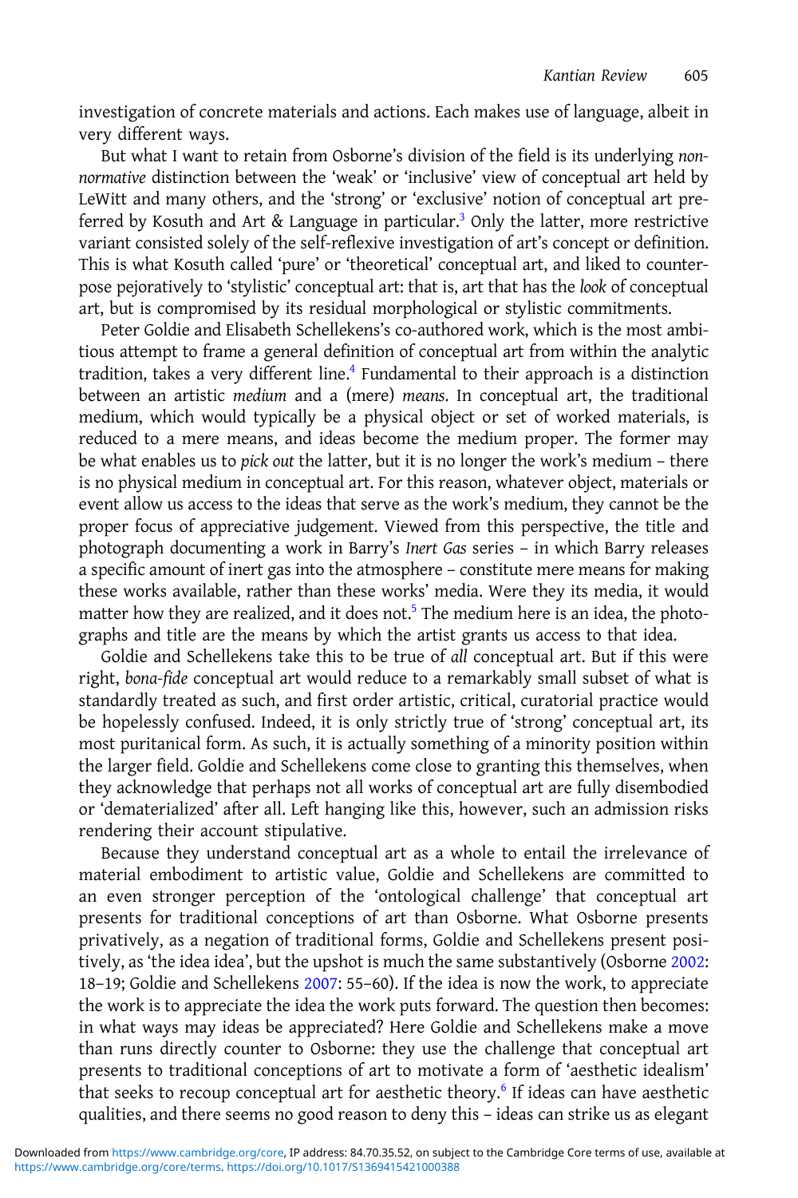investigation of concrete materials and actions. Each makes use of language, albeit in very different ways.

But what I want to retain from Osborne's division of the field is its underlying *non-normative* distinction between the 'weak' or 'inclusive' view of conceptual art held by LeWitt and many others, and the 'strong' or 'exclusive' notion of conceptual art preferred by Kosuth and Art & Language in particular.[3] Only the latter, more restrictive variant consisted solely of the self-reflexive investigation of art's concept or definition. This is what Kosuth called 'pure' or 'theoretical' conceptual art, and liked to counterpose pejoratively to 'stylistic' conceptual art: that is, art that has the *look* of conceptual art, but is compromised by its residual morphological or stylistic commitments.

Peter Goldie and Elisabeth Schellekens's co-authored work, which is the most ambitious attempt to frame a general definition of conceptual art from within the analytic tradition, takes a very different line.[4] Fundamental to their approach is a distinction between an artistic *medium* and a (mere) *means*. In conceptual art, the traditional medium, which would typically be a physical object or set of worked materials, is reduced to a mere means, and ideas become the medium proper. The former may be what enables us to *pick out* the latter, but it is no longer the work's medium – there is no physical medium in conceptual art. For this reason, whatever object, materials or event allow us access to the ideas that serve as the work's medium, they cannot be the proper focus of appreciative judgement. Viewed from this perspective, the title and photograph documenting a work in Barry's *Inert Gas* series – in which Barry releases a specific amount of inert gas into the atmosphere – constitute mere means for making these works available, rather than these works' media. Were they its media, it would matter how they are realized, and it does not.[5] The medium here is an idea, the photographs and title are the means by which the artist grants us access to that idea.

Goldie and Schellekens take this to be true of *all* conceptual art. But if this were right, *bona-fide* conceptual art would reduce to a remarkably small subset of what is standardly treated as such, and first order artistic, critical, curatorial practice would be hopelessly confused. Indeed, it is only strictly true of 'strong' conceptual art, its most puritanical form. As such, it is actually something of a minority position within the larger field. Goldie and Schellekens come close to granting this themselves, when they acknowledge that perhaps not all works of conceptual art are fully disembodied or 'dematerialized' after all. Left hanging like this, however, such an admission risks rendering their account stipulative.

Because they understand conceptual art as a whole to entail the irrelevance of material embodiment to artistic value, Goldie and Schellekens are committed to an even stronger perception of the 'ontological challenge' that conceptual art presents for traditional conceptions of art than Osborne. What Osborne presents privatively, as a negation of traditional forms, Goldie and Schellekens present positively, as 'the idea idea', but the upshot is much the same substantively (Osborne 2002: 18–19; Goldie and Schellekens 2007: 55–60). If the idea is now the work, to appreciate the work is to appreciate the idea the work puts forward. The question then becomes: in what ways may ideas be appreciated? Here Goldie and Schellekens make a move than runs directly counter to Osborne: they use the challenge that conceptual art presents to traditional conceptions of art to motivate a form of 'aesthetic idealism' that seeks to recoup conceptual art for aesthetic theory.[6] If ideas can have aesthetic qualities, and there seems no good reason to deny this – ideas can strike us as elegant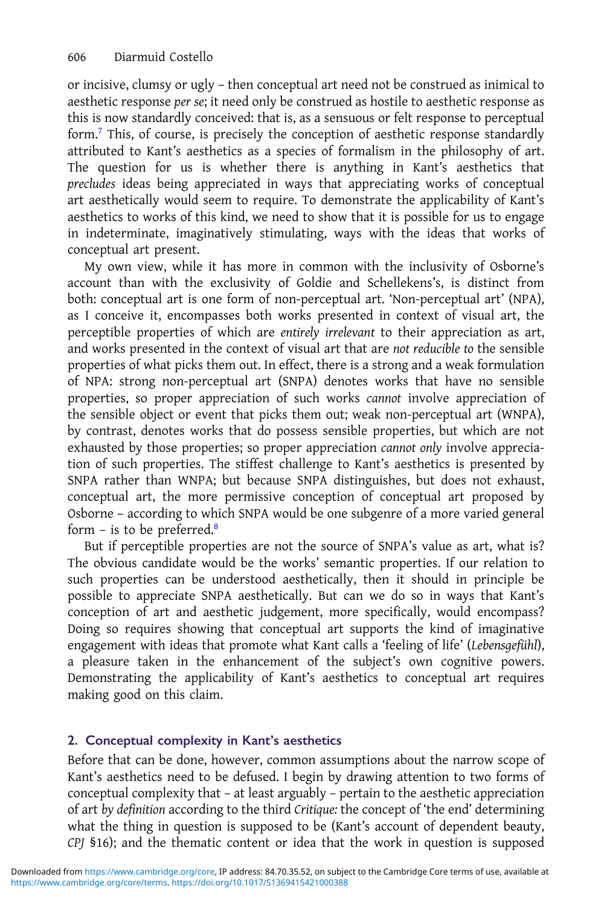or incisive, clumsy or ugly – then conceptual art need not be construed as inimical to aesthetic response *per se*; it need only be construed as hostile to aesthetic response as this is now standardly conceived: that is, as a sensuous or felt response to perceptual form.[7] This, of course, is precisely the conception of aesthetic response standardly attributed to Kant's aesthetics as a species of formalism in the philosophy of art. The question for us is whether there is anything in Kant's aesthetics that *precludes* ideas being appreciated in ways that appreciating works of conceptual art aesthetically would seem to require. To demonstrate the applicability of Kant's aesthetics to works of this kind, we need to show that it is possible for us to engage in indeterminate, imaginatively stimulating, ways with the ideas that works of conceptual art present.

My own view, while it has more in common with the inclusivity of Osborne's account than with the exclusivity of Goldie and Schellekens's, is distinct from both: conceptual art is one form of non-perceptual art. 'Non-perceptual art' (NPA), as I conceive it, encompasses both works presented in context of visual art, the perceptible properties of which are *entirely irrelevant* to their appreciation as art, and works presented in the context of visual art that are *not reducible to* the sensible properties of what picks them out. In effect, there is a strong and a weak formulation of NPA: strong non-perceptual art (SNPA) denotes works that have no sensible properties, so proper appreciation of such works *cannot* involve appreciation of the sensible object or event that picks them out; weak non-perceptual art (WNPA), by contrast, denotes works that do possess sensible properties, but which are not exhausted by those properties; so proper appreciation *cannot only* involve appreciation of such properties. The stiffest challenge to Kant's aesthetics is presented by SNPA rather than WNPA; but because SNPA distinguishes, but does not exhaust, conceptual art, the more permissive conception of conceptual art proposed by Osborne – according to which SNPA would be one subgenre of a more varied general form – is to be preferred.[8]

But if perceptible properties are not the source of SNPA's value as art, what is? The obvious candidate would be the works' semantic properties. If our relation to such properties can be understood aesthetically, then it should in principle be possible to appreciate SNPA aesthetically. But can we do so in ways that Kant's conception of art and aesthetic judgement, more specifically, would encompass? Doing so requires showing that conceptual art supports the kind of imaginative engagement with ideas that promote what Kant calls a 'feeling of life' (*Lebensgefühl*), a pleasure taken in the enhancement of the subject's own cognitive powers. Demonstrating the applicability of Kant's aesthetics to conceptual art requires making good on this claim.

## 2. Conceptual complexity in Kant's aesthetics

Before that can be done, however, common assumptions about the narrow scope of Kant's aesthetics need to be defused. I begin by drawing attention to two forms of conceptual complexity that – at least arguably – pertain to the aesthetic appreciation of art *by definition* according to the third *Critique:* the concept of 'the end' determining what the thing in question is supposed to be (Kant's account of dependent beauty, *CPJ* §16); and the thematic content or idea that the work in question is supposed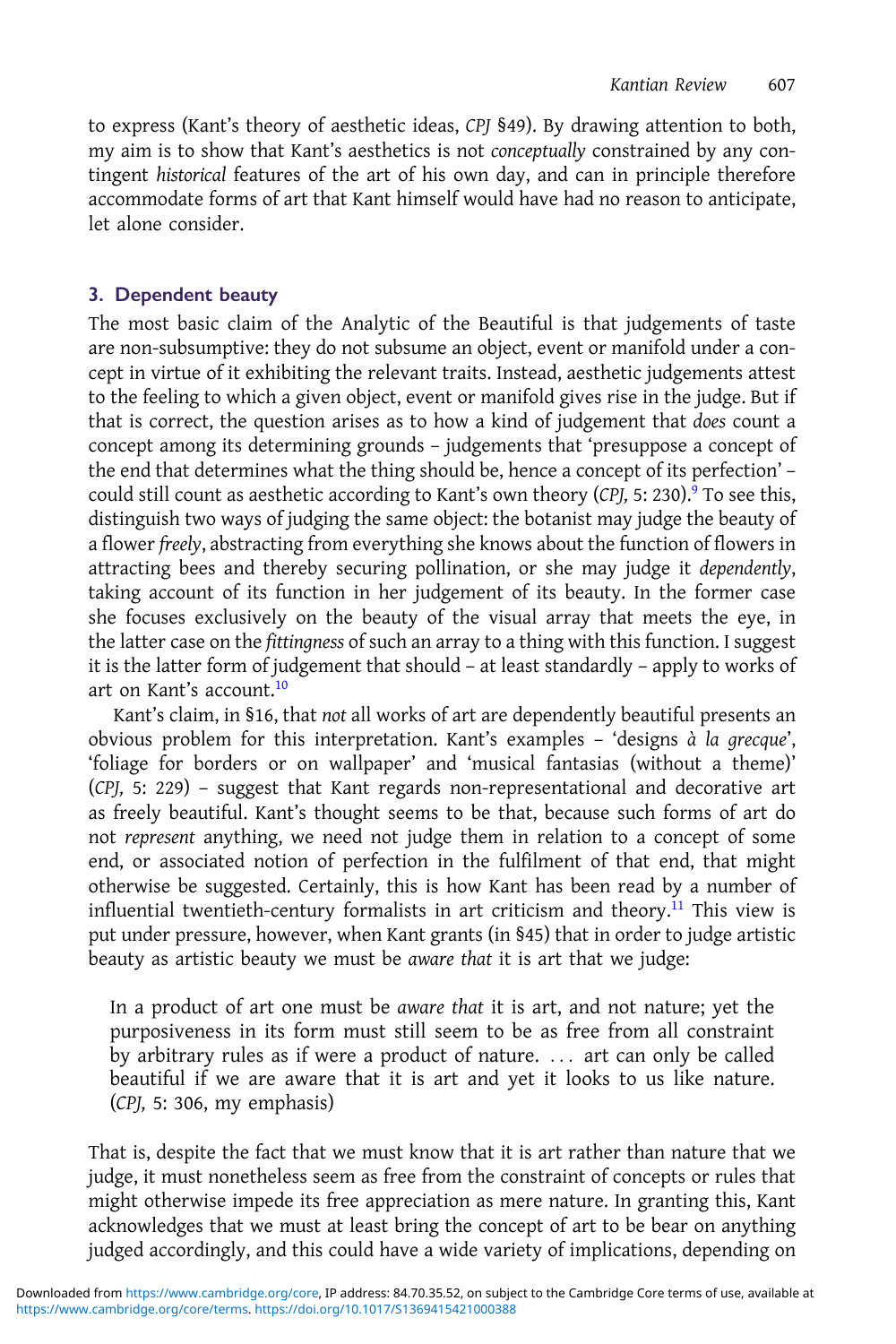to express (Kant's theory of aesthetic ideas, *CPJ* §49). By drawing attention to both, my aim is to show that Kant's aesthetics is not *conceptually* constrained by any contingent *historical* features of the art of his own day, and can in principle therefore accommodate forms of art that Kant himself would have had no reason to anticipate, let alone consider.

## 3. Dependent beauty

The most basic claim of the Analytic of the Beautiful is that judgements of taste are non-subsumptive: they do not subsume an object, event or manifold under a concept in virtue of it exhibiting the relevant traits. Instead, aesthetic judgements attest to the feeling to which a given object, event or manifold gives rise in the judge. But if that is correct, the question arises as to how a kind of judgement that *does* count a concept among its determining grounds – judgements that 'presuppose a concept of the end that determines what the thing should be, hence a concept of its perfection' – could still count as aesthetic according to Kant's own theory (*CPJ,* 5: 230).[9] To see this, distinguish two ways of judging the same object: the botanist may judge the beauty of a flower *freely*, abstracting from everything she knows about the function of flowers in attracting bees and thereby securing pollination, or she may judge it *dependently*, taking account of its function in her judgement of its beauty. In the former case she focuses exclusively on the beauty of the visual array that meets the eye, in the latter case on the *fittingness* of such an array to a thing with this function. I suggest it is the latter form of judgement that should – at least standardly – apply to works of art on Kant's account.[10]

Kant's claim, in §16, that *not* all works of art are dependently beautiful presents an obvious problem for this interpretation. Kant's examples – 'designs *à la grecque*', 'foliage for borders or on wallpaper' and 'musical fantasias (without a theme)' (*CPJ,* 5: 229) – suggest that Kant regards non-representational and decorative art as freely beautiful. Kant's thought seems to be that, because such forms of art do not *represent* anything, we need not judge them in relation to a concept of some end, or associated notion of perfection in the fulfilment of that end, that might otherwise be suggested. Certainly, this is how Kant has been read by a number of influential twentieth-century formalists in art criticism and theory.[11] This view is put under pressure, however, when Kant grants (in §45) that in order to judge artistic beauty as artistic beauty we must be *aware that* it is art that we judge:

> In a product of art one must be *aware that* it is art, and not nature; yet the purposiveness in its form must still seem to be as free from all constraint by arbitrary rules as if were a product of nature. … art can only be called beautiful if we are aware that it is art and yet it looks to us like nature. (*CPJ,* 5: 306, my emphasis)

That is, despite the fact that we must know that it is art rather than nature that we judge, it must nonetheless seem as free from the constraint of concepts or rules that might otherwise impede its free appreciation as mere nature. In granting this, Kant acknowledges that we must at least bring the concept of art to be bear on anything judged accordingly, and this could have a wide variety of implications, depending on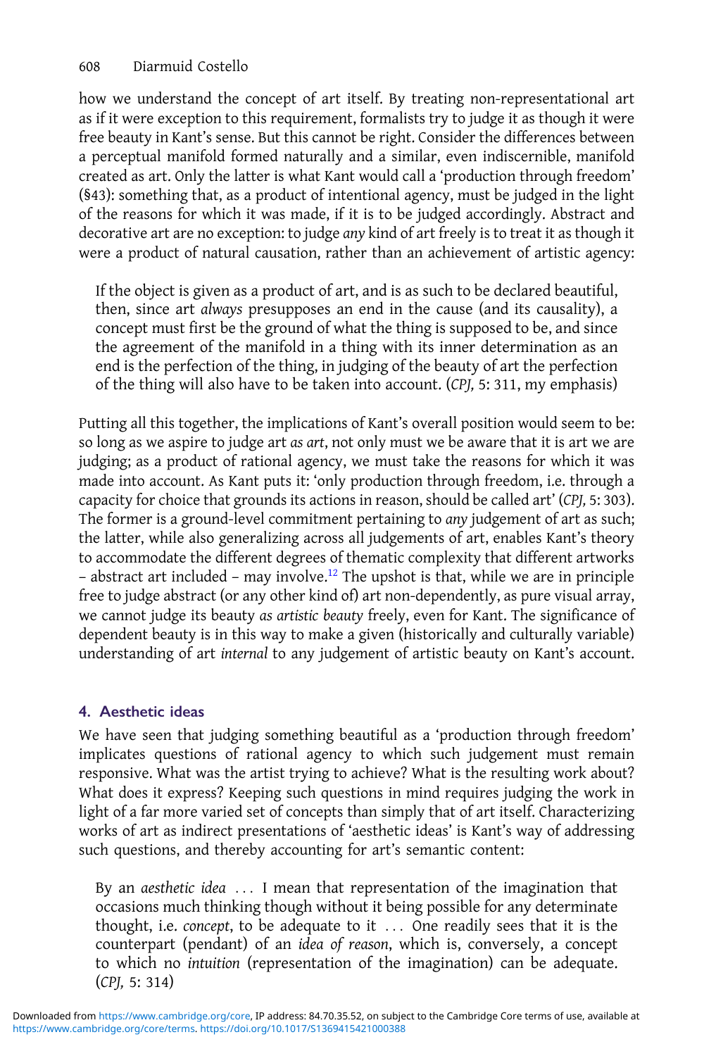how we understand the concept of art itself. By treating non-representational art as if it were exception to this requirement, formalists try to judge it as though it were free beauty in Kant's sense. But this cannot be right. Consider the differences between a perceptual manifold formed naturally and a similar, even indiscernible, manifold created as art. Only the latter is what Kant would call a 'production through freedom' (§43): something that, as a product of intentional agency, must be judged in the light of the reasons for which it was made, if it is to be judged accordingly. Abstract and decorative art are no exception: to judge *any* kind of art freely is to treat it as though it were a product of natural causation, rather than an achievement of artistic agency:

> If the object is given as a product of art, and is as such to be declared beautiful, then, since art *always* presupposes an end in the cause (and its causality), a concept must first be the ground of what the thing is supposed to be, and since the agreement of the manifold in a thing with its inner determination as an end is the perfection of the thing, in judging of the beauty of art the perfection of the thing will also have to be taken into account. (*CPJ,* 5: 311, my emphasis)

Putting all this together, the implications of Kant's overall position would seem to be: so long as we aspire to judge art *as art*, not only must we be aware that it is art we are judging; as a product of rational agency, we must take the reasons for which it was made into account. As Kant puts it: 'only production through freedom, i.e. through a capacity for choice that grounds its actions in reason, should be called art' (*CPJ,* 5: 303). The former is a ground-level commitment pertaining to *any* judgement of art as such; the latter, while also generalizing across all judgements of art, enables Kant's theory to accommodate the different degrees of thematic complexity that different artworks – abstract art included – may involve.[12] The upshot is that, while we are in principle free to judge abstract (or any other kind of) art non-dependently, as pure visual array, we cannot judge its beauty *as artistic beauty* freely, even for Kant. The significance of dependent beauty is in this way to make a given (historically and culturally variable) understanding of art *internal* to any judgement of artistic beauty on Kant's account.

## 4. Aesthetic ideas

We have seen that judging something beautiful as a 'production through freedom' implicates questions of rational agency to which such judgement must remain responsive. What was the artist trying to achieve? What is the resulting work about? What does it express? Keeping such questions in mind requires judging the work in light of a far more varied set of concepts than simply that of art itself. Characterizing works of art as indirect presentations of 'aesthetic ideas' is Kant's way of addressing such questions, and thereby accounting for art's semantic content:

> By an *aesthetic idea* ... I mean that representation of the imagination that occasions much thinking though without it being possible for any determinate thought, i.e. *concept*, to be adequate to it ... One readily sees that it is the counterpart (pendant) of an *idea of reason*, which is, conversely, a concept to which no *intuition* (representation of the imagination) can be adequate. (*CPJ,* 5: 314)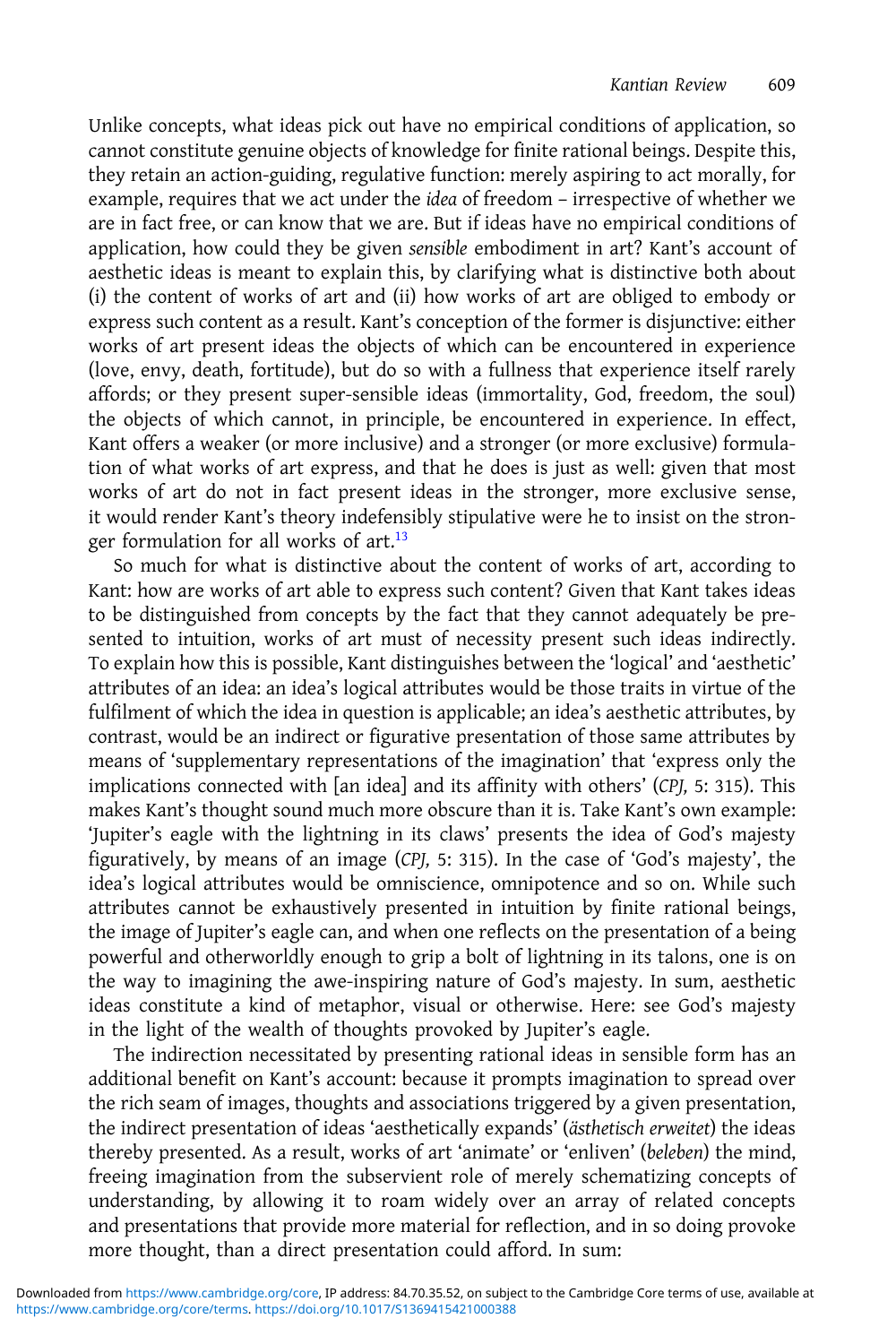Unlike concepts, what ideas pick out have no empirical conditions of application, so cannot constitute genuine objects of knowledge for finite rational beings. Despite this, they retain an action-guiding, regulative function: merely aspiring to act morally, for example, requires that we act under the *idea* of freedom – irrespective of whether we are in fact free, or can know that we are. But if ideas have no empirical conditions of application, how could they be given *sensible* embodiment in art? Kant's account of aesthetic ideas is meant to explain this, by clarifying what is distinctive both about (i) the content of works of art and (ii) how works of art are obliged to embody or express such content as a result. Kant's conception of the former is disjunctive: either works of art present ideas the objects of which can be encountered in experience (love, envy, death, fortitude), but do so with a fullness that experience itself rarely affords; or they present super-sensible ideas (immortality, God, freedom, the soul) the objects of which cannot, in principle, be encountered in experience. In effect, Kant offers a weaker (or more inclusive) and a stronger (or more exclusive) formulation of what works of art express, and that he does is just as well: given that most works of art do not in fact present ideas in the stronger, more exclusive sense, it would render Kant's theory indefensibly stipulative were he to insist on the stronger formulation for all works of art.[13]

So much for what is distinctive about the content of works of art, according to Kant: how are works of art able to express such content? Given that Kant takes ideas to be distinguished from concepts by the fact that they cannot adequately be presented to intuition, works of art must of necessity present such ideas indirectly. To explain how this is possible, Kant distinguishes between the 'logical' and 'aesthetic' attributes of an idea: an idea's logical attributes would be those traits in virtue of the fulfilment of which the idea in question is applicable; an idea's aesthetic attributes, by contrast, would be an indirect or figurative presentation of those same attributes by means of 'supplementary representations of the imagination' that 'express only the implications connected with [an idea] and its affinity with others' (*CPJ*, 5: 315). This makes Kant's thought sound much more obscure than it is. Take Kant's own example: 'Jupiter's eagle with the lightning in its claws' presents the idea of God's majesty figuratively, by means of an image (*CPJ*, 5: 315). In the case of 'God's majesty', the idea's logical attributes would be omniscience, omnipotence and so on. While such attributes cannot be exhaustively presented in intuition by finite rational beings, the image of Jupiter's eagle can, and when one reflects on the presentation of a being powerful and otherworldly enough to grip a bolt of lightning in its talons, one is on the way to imagining the awe-inspiring nature of God's majesty. In sum, aesthetic ideas constitute a kind of metaphor, visual or otherwise. Here: see God's majesty in the light of the wealth of thoughts provoked by Jupiter's eagle.

The indirection necessitated by presenting rational ideas in sensible form has an additional benefit on Kant's account: because it prompts imagination to spread over the rich seam of images, thoughts and associations triggered by a given presentation, the indirect presentation of ideas 'aesthetically expands' (*ästhetisch erweitet*) the ideas thereby presented. As a result, works of art 'animate' or 'enliven' (*beleben*) the mind, freeing imagination from the subservient role of merely schematizing concepts of understanding, by allowing it to roam widely over an array of related concepts and presentations that provide more material for reflection, and in so doing provoke more thought, than a direct presentation could afford. In sum: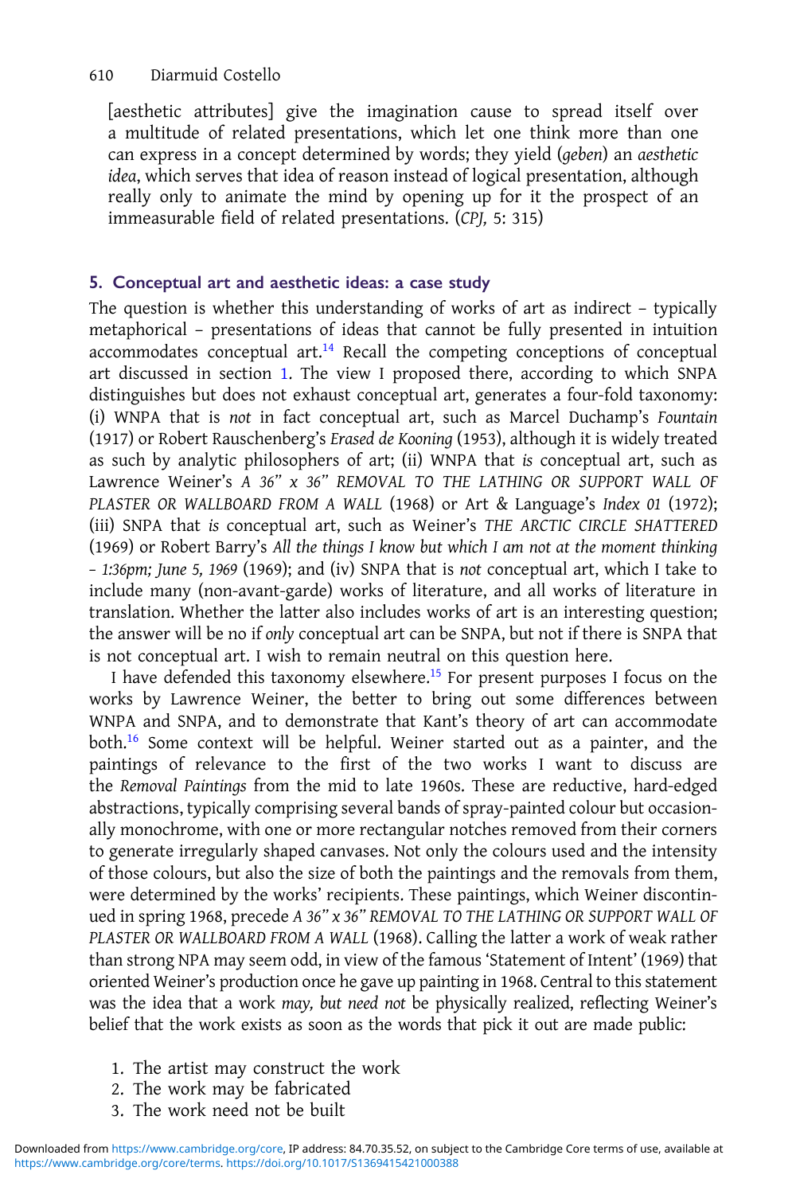> [aesthetic attributes] give the imagination cause to spread itself over a multitude of related presentations, which let one think more than one can express in a concept determined by words; they yield (*geben*) an *aesthetic idea*, which serves that idea of reason instead of logical presentation, although really only to animate the mind by opening up for it the prospect of an immeasurable field of related presentations. (*CPJ*, 5: 315)

## 5. Conceptual art and aesthetic ideas: a case study

The question is whether this understanding of works of art as indirect – typically metaphorical – presentations of ideas that cannot be fully presented in intuition accommodates conceptual art.[14] Recall the competing conceptions of conceptual art discussed in section 1. The view I proposed there, according to which SNPA distinguishes but does not exhaust conceptual art, generates a four-fold taxonomy: (i) WNPA that is *not* in fact conceptual art, such as Marcel Duchamp's *Fountain* (1917) or Robert Rauschenberg's *Erased de Kooning* (1953), although it is widely treated as such by analytic philosophers of art; (ii) WNPA that *is* conceptual art, such as Lawrence Weiner's *A 36" x 36" REMOVAL TO THE LATHING OR SUPPORT WALL OF PLASTER OR WALLBOARD FROM A WALL* (1968) or Art & Language's *Index 01* (1972); (iii) SNPA that *is* conceptual art, such as Weiner's *THE ARCTIC CIRCLE SHATTERED* (1969) or Robert Barry's *All the things I know but which I am not at the moment thinking – 1:36pm; June 5, 1969* (1969); and (iv) SNPA that is *not* conceptual art, which I take to include many (non-avant-garde) works of literature, and all works of literature in translation. Whether the latter also includes works of art is an interesting question; the answer will be no if *only* conceptual art can be SNPA, but not if there is SNPA that is not conceptual art. I wish to remain neutral on this question here.

I have defended this taxonomy elsewhere.[15] For present purposes I focus on the works by Lawrence Weiner, the better to bring out some differences between WNPA and SNPA, and to demonstrate that Kant's theory of art can accommodate both.[16] Some context will be helpful. Weiner started out as a painter, and the paintings of relevance to the first of the two works I want to discuss are the *Removal Paintings* from the mid to late 1960s. These are reductive, hard-edged abstractions, typically comprising several bands of spray-painted colour but occasionally monochrome, with one or more rectangular notches removed from their corners to generate irregularly shaped canvases. Not only the colours used and the intensity of those colours, but also the size of both the paintings and the removals from them, were determined by the works' recipients. These paintings, which Weiner discontinued in spring 1968, precede *A 36" x 36" REMOVAL TO THE LATHING OR SUPPORT WALL OF PLASTER OR WALLBOARD FROM A WALL* (1968). Calling the latter a work of weak rather than strong NPA may seem odd, in view of the famous 'Statement of Intent' (1969) that oriented Weiner's production once he gave up painting in 1968. Central to this statement was the idea that a work *may, but need not* be physically realized, reflecting Weiner's belief that the work exists as soon as the words that pick it out are made public:

1. The artist may construct the work
2. The work may be fabricated
3. The work need not be built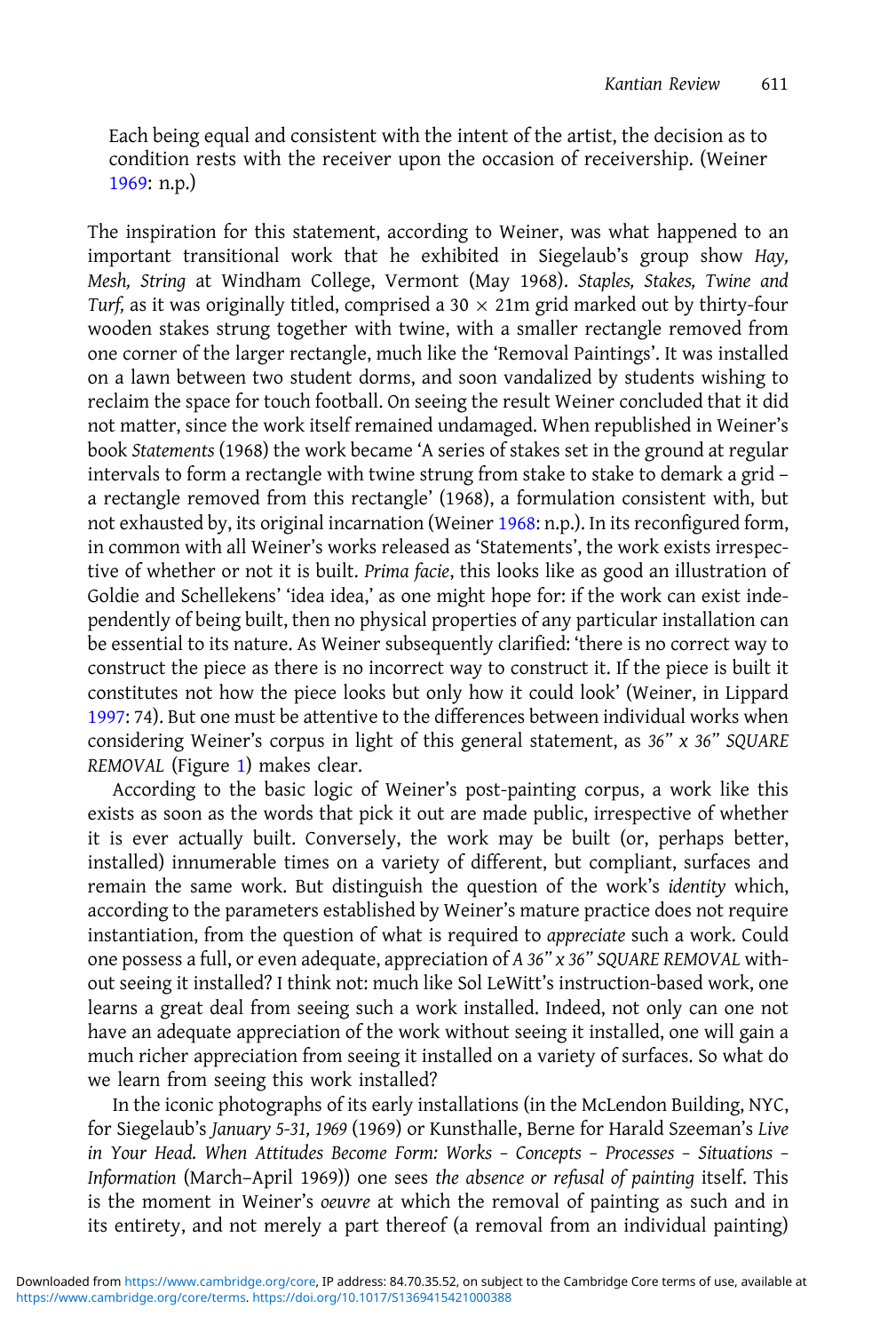Each being equal and consistent with the intent of the artist, the decision as to condition rests with the receiver upon the occasion of receivership. (Weiner 1969: n.p.)

The inspiration for this statement, according to Weiner, was what happened to an important transitional work that he exhibited in Siegelaub's group show *Hay, Mesh, String* at Windham College, Vermont (May 1968). *Staples, Stakes, Twine and Turf,* as it was originally titled, comprised a 30 × 21m grid marked out by thirty-four wooden stakes strung together with twine, with a smaller rectangle removed from one corner of the larger rectangle, much like the 'Removal Paintings'. It was installed on a lawn between two student dorms, and soon vandalized by students wishing to reclaim the space for touch football. On seeing the result Weiner concluded that it did not matter, since the work itself remained undamaged. When republished in Weiner's book *Statements* (1968) the work became 'A series of stakes set in the ground at regular intervals to form a rectangle with twine strung from stake to stake to demark a grid – a rectangle removed from this rectangle' (1968), a formulation consistent with, but not exhausted by, its original incarnation (Weiner 1968: n.p.). In its reconfigured form, in common with all Weiner's works released as 'Statements', the work exists irrespective of whether or not it is built. *Prima facie*, this looks like as good an illustration of Goldie and Schellekens' 'idea idea,' as one might hope for: if the work can exist independently of being built, then no physical properties of any particular installation can be essential to its nature. As Weiner subsequently clarified: 'there is no correct way to construct the piece as there is no incorrect way to construct it. If the piece is built it constitutes not how the piece looks but only how it could look' (Weiner, in Lippard 1997: 74). But one must be attentive to the differences between individual works when considering Weiner's corpus in light of this general statement, as *36" x 36" SQUARE REMOVAL* (Figure 1) makes clear.

According to the basic logic of Weiner's post-painting corpus, a work like this exists as soon as the words that pick it out are made public, irrespective of whether it is ever actually built. Conversely, the work may be built (or, perhaps better, installed) innumerable times on a variety of different, but compliant, surfaces and remain the same work. But distinguish the question of the work's *identity* which, according to the parameters established by Weiner's mature practice does not require instantiation, from the question of what is required to *appreciate* such a work. Could one possess a full, or even adequate, appreciation of *A 36" x 36" SQUARE REMOVAL* without seeing it installed? I think not: much like Sol LeWitt's instruction-based work, one learns a great deal from seeing such a work installed. Indeed, not only can one not have an adequate appreciation of the work without seeing it installed, one will gain a much richer appreciation from seeing it installed on a variety of surfaces. So what do we learn from seeing this work installed?

In the iconic photographs of its early installations (in the McLendon Building, NYC, for Siegelaub's *January 5-31, 1969* (1969) or Kunsthalle, Berne for Harald Szeeman's *Live in Your Head. When Attitudes Become Form: Works – Concepts – Processes – Situations – Information* (March–April 1969)) one sees *the absence or refusal of painting* itself. This is the moment in Weiner's *oeuvre* at which the removal of painting as such and in its entirety, and not merely a part thereof (a removal from an individual painting)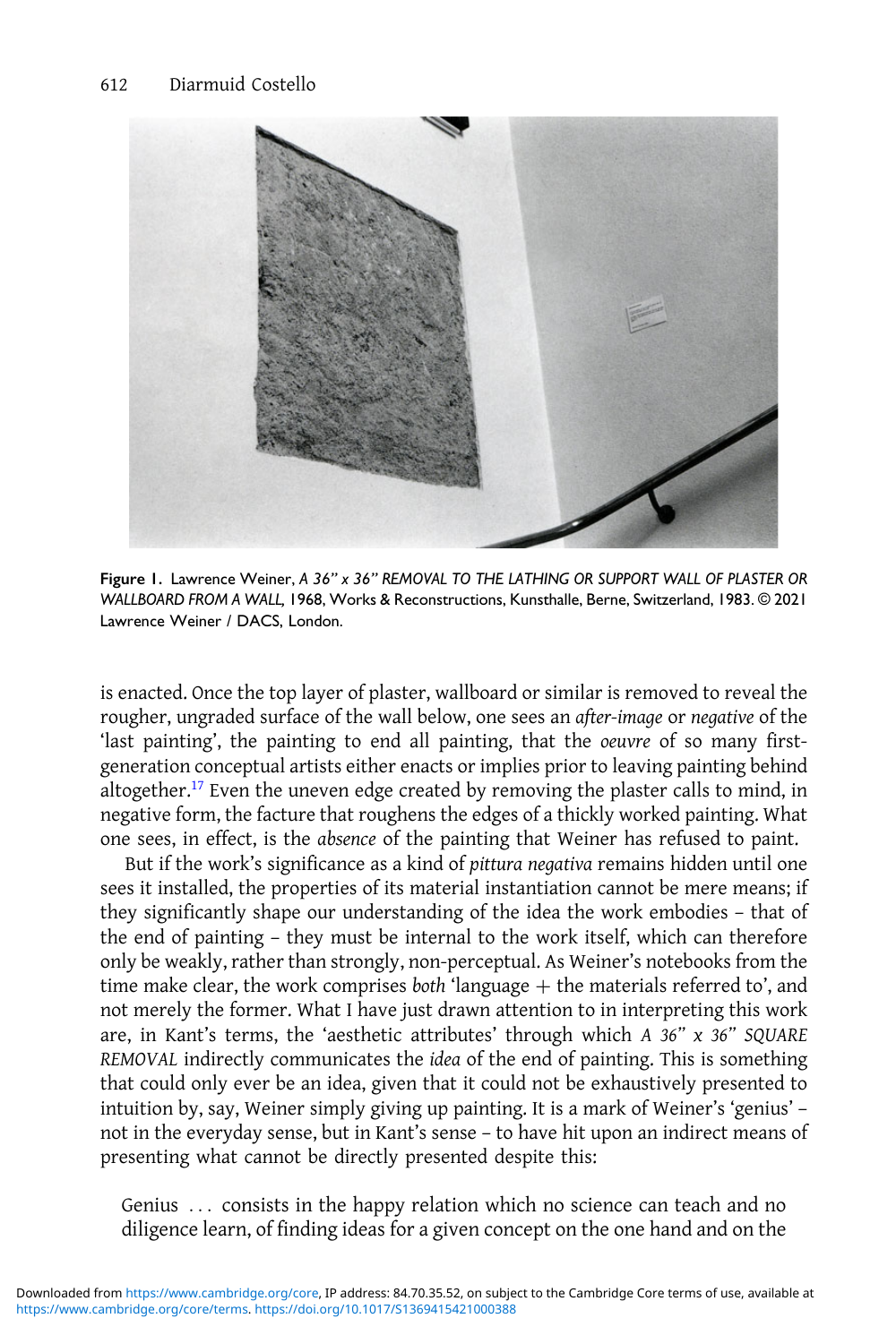**Figure 1.** Lawrence Weiner, *A 36" x 36" REMOVAL TO THE LATHING OR SUPPORT WALL OF PLASTER OR WALLBOARD FROM A WALL*, 1968, Works & Reconstructions, Kunsthalle, Berne, Switzerland, 1983. © 2021 Lawrence Weiner / DACS, London.

is enacted. Once the top layer of plaster, wallboard or similar is removed to reveal the rougher, ungraded surface of the wall below, one sees an *after-image* or *negative* of the 'last painting', the painting to end all painting, that the *oeuvre* of so many first-generation conceptual artists either enacts or implies prior to leaving painting behind altogether.[17] Even the uneven edge created by removing the plaster calls to mind, in negative form, the facture that roughens the edges of a thickly worked painting. What one sees, in effect, is the *absence* of the painting that Weiner has refused to paint.

But if the work's significance as a kind of *pittura negativa* remains hidden until one sees it installed, the properties of its material instantiation cannot be mere means; if they significantly shape our understanding of the idea the work embodies – that of the end of painting – they must be internal to the work itself, which can therefore only be weakly, rather than strongly, non-perceptual. As Weiner's notebooks from the time make clear, the work comprises *both* 'language + the materials referred to', and not merely the former. What I have just drawn attention to in interpreting this work are, in Kant's terms, the 'aesthetic attributes' through which *A 36" x 36" SQUARE REMOVAL* indirectly communicates the *idea* of the end of painting. This is something that could only ever be an idea, given that it could not be exhaustively presented to intuition by, say, Weiner simply giving up painting. It is a mark of Weiner's 'genius' – not in the everyday sense, but in Kant's sense – to have hit upon an indirect means of presenting what cannot be directly presented despite this:

> Genius ... consists in the happy relation which no science can teach and no diligence learn, of finding ideas for a given concept on the one hand and on the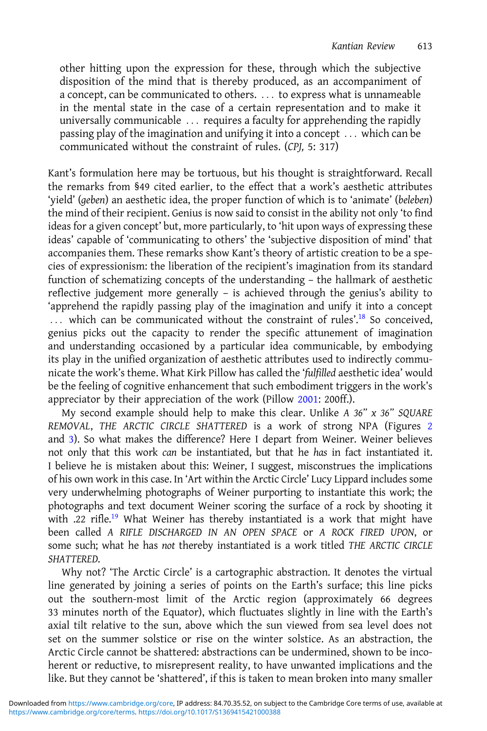other hitting upon the expression for these, through which the subjective disposition of the mind that is thereby produced, as an accompaniment of a concept, can be communicated to others. … to express what is unnameable in the mental state in the case of a certain representation and to make it universally communicable … requires a faculty for apprehending the rapidly passing play of the imagination and unifying it into a concept … which can be communicated without the constraint of rules. (*CPJ*, 5: 317)

Kant's formulation here may be tortuous, but his thought is straightforward. Recall the remarks from §49 cited earlier, to the effect that a work's aesthetic attributes 'yield' (*geben*) an aesthetic idea, the proper function of which is to 'animate' (*beleben*) the mind of their recipient. Genius is now said to consist in the ability not only 'to find ideas for a given concept' but, more particularly, to 'hit upon ways of expressing these ideas' capable of 'communicating to others' the 'subjective disposition of mind' that accompanies them. These remarks show Kant's theory of artistic creation to be a species of expressionism: the liberation of the recipient's imagination from its standard function of schematizing concepts of the understanding – the hallmark of aesthetic reflective judgement more generally – is achieved through the genius's ability to 'apprehend the rapidly passing play of the imagination and unify it into a concept … which can be communicated without the constraint of rules'.[18] So conceived, genius picks out the capacity to render the specific attunement of imagination and understanding occasioned by a particular idea communicable, by embodying its play in the unified organization of aesthetic attributes used to indirectly communicate the work's theme. What Kirk Pillow has called the '*fulfilled* aesthetic idea' would be the feeling of cognitive enhancement that such embodiment triggers in the work's appreciator by their appreciation of the work (Pillow 2001: 200ff.).

My second example should help to make this clear. Unlike *A 36" x 36" SQUARE REMOVAL*, *THE ARCTIC CIRCLE SHATTERED* is a work of strong NPA (Figures 2 and 3). So what makes the difference? Here I depart from Weiner. Weiner believes not only that this work *can* be instantiated, but that he *has* in fact instantiated it. I believe he is mistaken about this: Weiner, I suggest, misconstrues the implications of his own work in this case. In 'Art within the Arctic Circle' Lucy Lippard includes some very underwhelming photographs of Weiner purporting to instantiate this work; the photographs and text document Weiner scoring the surface of a rock by shooting it with .22 rifle.[19] What Weiner has thereby instantiated is a work that might have been called *A RIFLE DISCHARGED IN AN OPEN SPACE* or *A ROCK FIRED UPON*, or some such; what he has *not* thereby instantiated is a work titled *THE ARCTIC CIRCLE SHATTERED*.

Why not? 'The Arctic Circle' is a cartographic abstraction. It denotes the virtual line generated by joining a series of points on the Earth's surface; this line picks out the southern-most limit of the Arctic region (approximately 66 degrees 33 minutes north of the Equator), which fluctuates slightly in line with the Earth's axial tilt relative to the sun, above which the sun viewed from sea level does not set on the summer solstice or rise on the winter solstice. As an abstraction, the Arctic Circle cannot be shattered: abstractions can be undermined, shown to be incoherent or reductive, to misrepresent reality, to have unwanted implications and the like. But they cannot be 'shattered', if this is taken to mean broken into many smaller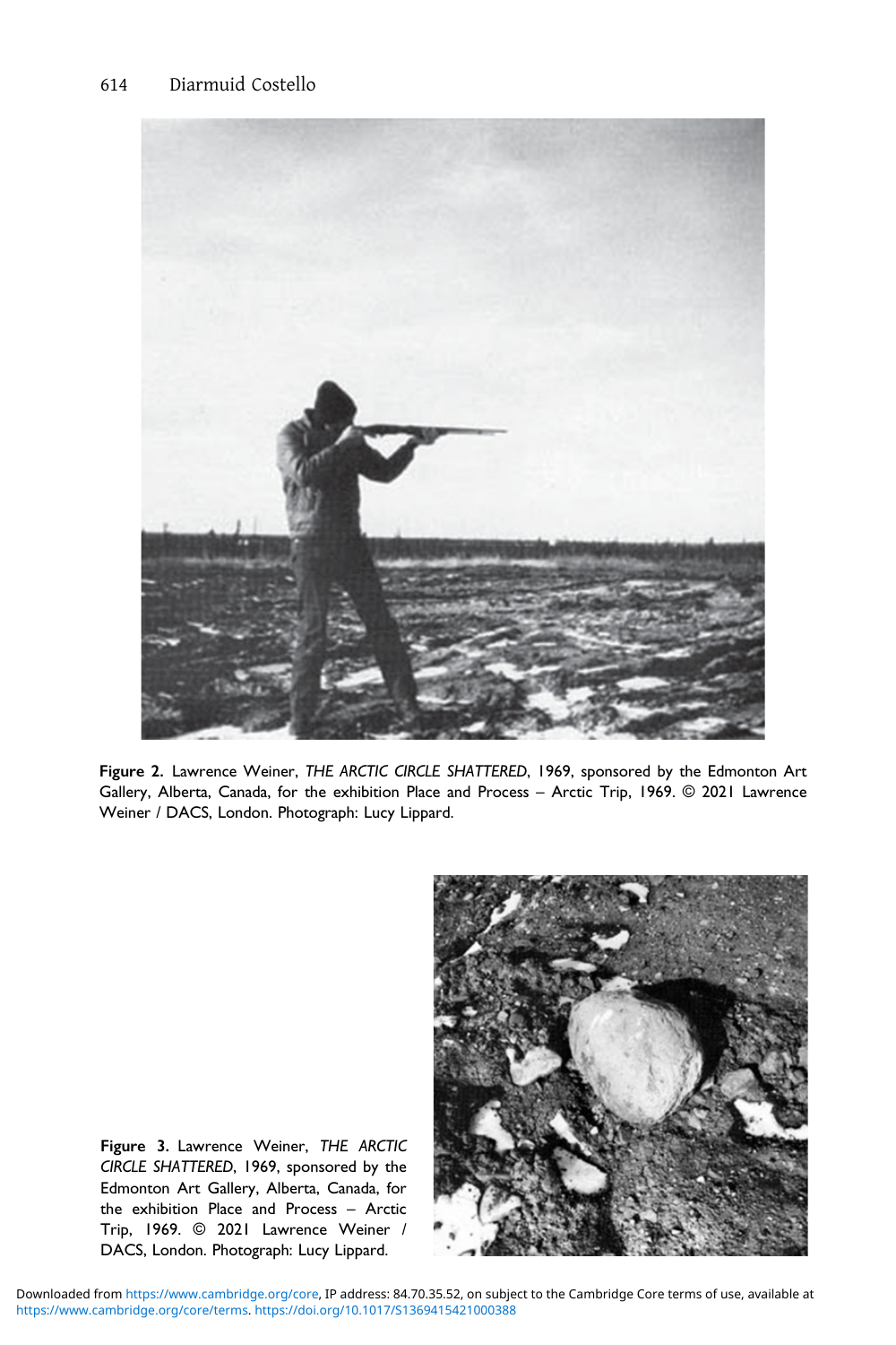**Figure 2.** Lawrence Weiner, *THE ARCTIC CIRCLE SHATTERED*, 1969, sponsored by the Edmonton Art Gallery, Alberta, Canada, for the exhibition Place and Process – Arctic Trip, 1969. © 2021 Lawrence Weiner / DACS, London. Photograph: Lucy Lippard.

**Figure 3.** Lawrence Weiner, *THE ARCTIC CIRCLE SHATTERED*, 1969, sponsored by the Edmonton Art Gallery, Alberta, Canada, for the exhibition Place and Process – Arctic Trip, 1969. © 2021 Lawrence Weiner / DACS, London. Photograph: Lucy Lippard.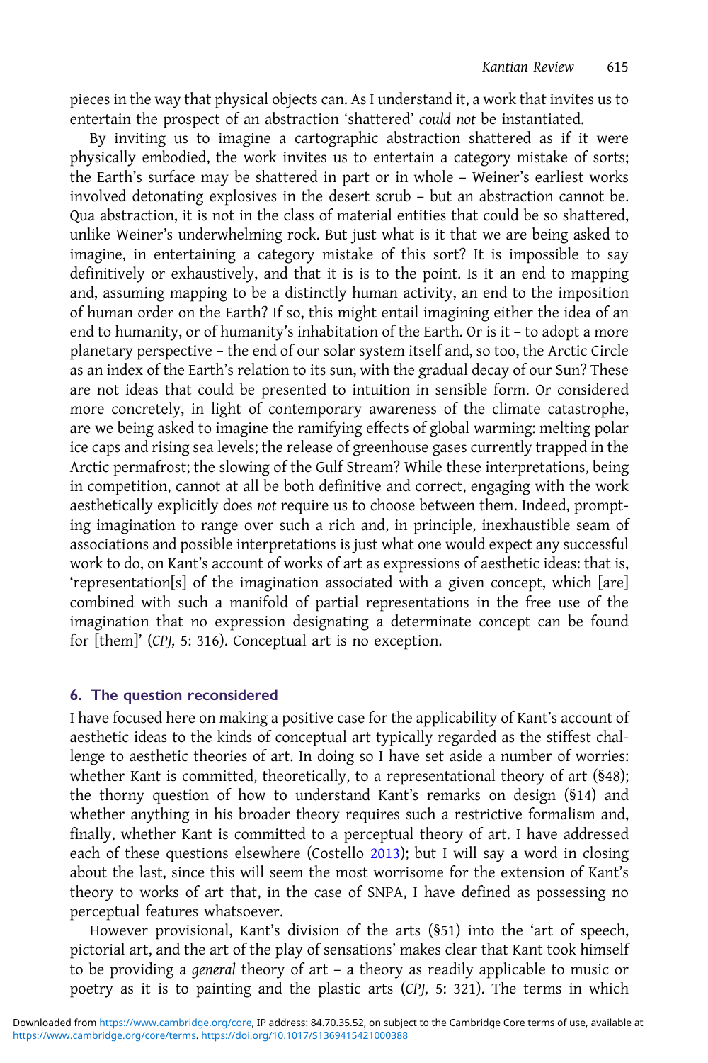pieces in the way that physical objects can. As I understand it, a work that invites us to entertain the prospect of an abstraction 'shattered' *could not* be instantiated.

By inviting us to imagine a cartographic abstraction shattered as if it were physically embodied, the work invites us to entertain a category mistake of sorts; the Earth's surface may be shattered in part or in whole – Weiner's earliest works involved detonating explosives in the desert scrub – but an abstraction cannot be. Qua abstraction, it is not in the class of material entities that could be so shattered, unlike Weiner's underwhelming rock. But just what is it that we are being asked to imagine, in entertaining a category mistake of this sort? It is impossible to say definitively or exhaustively, and that it is is to the point. Is it an end to mapping and, assuming mapping to be a distinctly human activity, an end to the imposition of human order on the Earth? If so, this might entail imagining either the idea of an end to humanity, or of humanity's inhabitation of the Earth. Or is it – to adopt a more planetary perspective – the end of our solar system itself and, so too, the Arctic Circle as an index of the Earth's relation to its sun, with the gradual decay of our Sun? These are not ideas that could be presented to intuition in sensible form. Or considered more concretely, in light of contemporary awareness of the climate catastrophe, are we being asked to imagine the ramifying effects of global warming: melting polar ice caps and rising sea levels; the release of greenhouse gases currently trapped in the Arctic permafrost; the slowing of the Gulf Stream? While these interpretations, being in competition, cannot at all be both definitive and correct, engaging with the work aesthetically explicitly does *not* require us to choose between them. Indeed, prompting imagination to range over such a rich and, in principle, inexhaustible seam of associations and possible interpretations is just what one would expect any successful work to do, on Kant's account of works of art as expressions of aesthetic ideas: that is, 'representation[s] of the imagination associated with a given concept, which [are] combined with such a manifold of partial representations in the free use of the imagination that no expression designating a determinate concept can be found for [them]' (*CPJ,* 5: 316). Conceptual art is no exception.

## 6. The question reconsidered

I have focused here on making a positive case for the applicability of Kant's account of aesthetic ideas to the kinds of conceptual art typically regarded as the stiffest challenge to aesthetic theories of art. In doing so I have set aside a number of worries: whether Kant is committed, theoretically, to a representational theory of art (§48); the thorny question of how to understand Kant's remarks on design (§14) and whether anything in his broader theory requires such a restrictive formalism and, finally, whether Kant is committed to a perceptual theory of art. I have addressed each of these questions elsewhere (Costello 2013); but I will say a word in closing about the last, since this will seem the most worrisome for the extension of Kant's theory to works of art that, in the case of SNPA, I have defined as possessing no perceptual features whatsoever.

However provisional, Kant's division of the arts (§51) into the 'art of speech, pictorial art, and the art of the play of sensations' makes clear that Kant took himself to be providing a *general* theory of art – a theory as readily applicable to music or poetry as it is to painting and the plastic arts (*CPJ,* 5: 321). The terms in which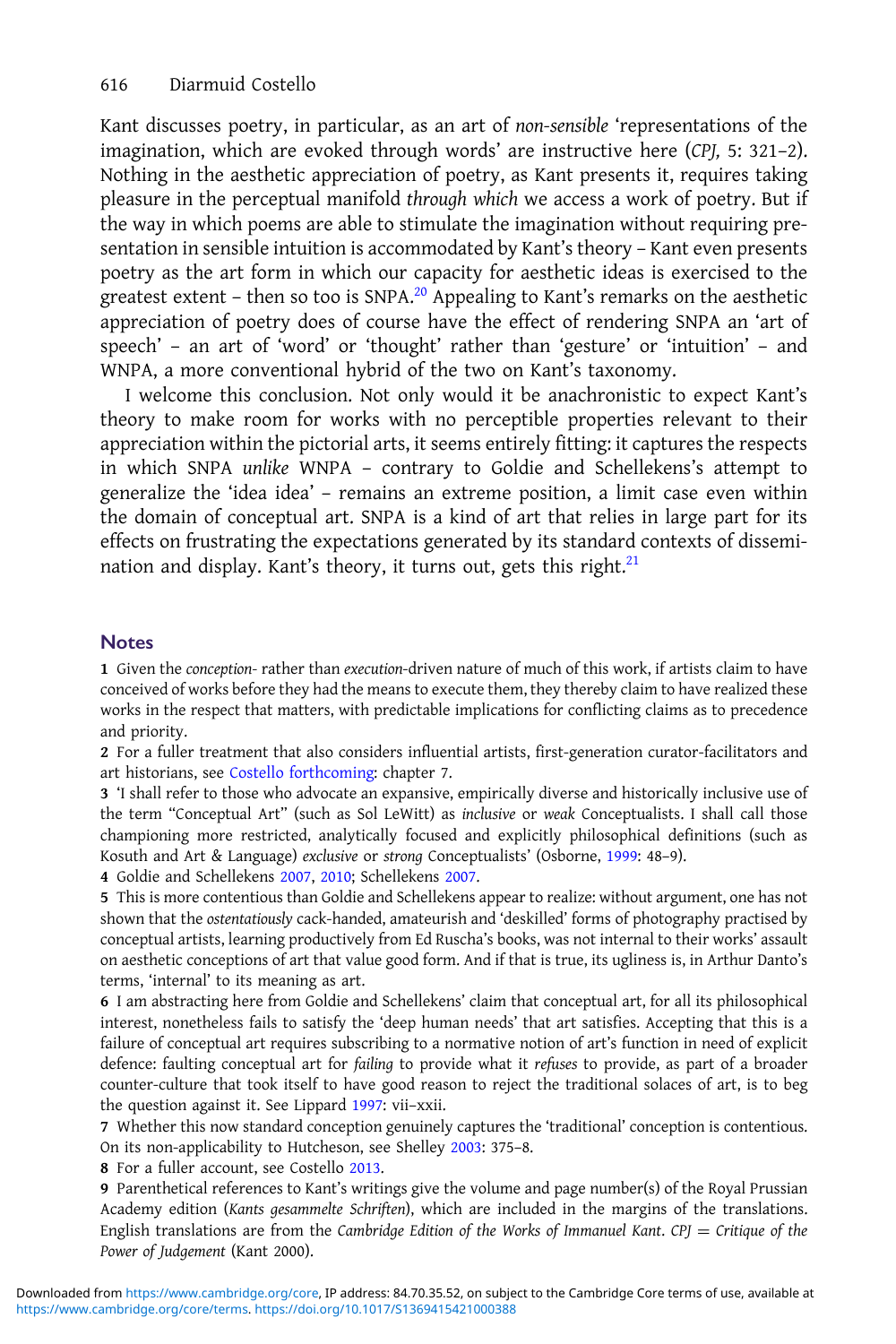Kant discusses poetry, in particular, as an art of *non-sensible* 'representations of the imagination, which are evoked through words' are instructive here (*CPJ,* 5: 321–2). Nothing in the aesthetic appreciation of poetry, as Kant presents it, requires taking pleasure in the perceptual manifold *through which* we access a work of poetry. But if the way in which poems are able to stimulate the imagination without requiring presentation in sensible intuition is accommodated by Kant's theory – Kant even presents poetry as the art form in which our capacity for aesthetic ideas is exercised to the greatest extent – then so too is SNPA.[20] Appealing to Kant's remarks on the aesthetic appreciation of poetry does of course have the effect of rendering SNPA an 'art of speech' – an art of 'word' or 'thought' rather than 'gesture' or 'intuition' – and WNPA, a more conventional hybrid of the two on Kant's taxonomy.

I welcome this conclusion. Not only would it be anachronistic to expect Kant's theory to make room for works with no perceptible properties relevant to their appreciation within the pictorial arts, it seems entirely fitting: it captures the respects in which SNPA *unlike* WNPA – contrary to Goldie and Schellekens's attempt to generalize the 'idea idea' – remains an extreme position, a limit case even within the domain of conceptual art. SNPA is a kind of art that relies in large part for its effects on frustrating the expectations generated by its standard contexts of dissemination and display. Kant's theory, it turns out, gets this right.[21]

## Notes

**1** Given the *conception-* rather than *execution-*driven nature of much of this work, if artists claim to have conceived of works before they had the means to execute them, they thereby claim to have realized these works in the respect that matters, with predictable implications for conflicting claims as to precedence and priority.

**2** For a fuller treatment that also considers influential artists, first-generation curator-facilitators and art historians, see Costello forthcoming: chapter 7.

**3** 'I shall refer to those who advocate an expansive, empirically diverse and historically inclusive use of the term "Conceptual Art" (such as Sol LeWitt) as *inclusive* or *weak* Conceptualists. I shall call those championing more restricted, analytically focused and explicitly philosophical definitions (such as Kosuth and Art & Language) *exclusive* or *strong* Conceptualists' (Osborne, 1999: 48–9).

**4** Goldie and Schellekens 2007, 2010; Schellekens 2007.

**5** This is more contentious than Goldie and Schellekens appear to realize: without argument, one has not shown that the *ostentatiously* cack-handed, amateurish and 'deskilled' forms of photography practised by conceptual artists, learning productively from Ed Ruscha's books, was not internal to their works' assault on aesthetic conceptions of art that value good form. And if that is true, its ugliness is, in Arthur Danto's terms, 'internal' to its meaning as art.

**6** I am abstracting here from Goldie and Schellekens' claim that conceptual art, for all its philosophical interest, nonetheless fails to satisfy the 'deep human needs' that art satisfies. Accepting that this is a failure of conceptual art requires subscribing to a normative notion of art's function in need of explicit defence: faulting conceptual art for *failing* to provide what it *refuses* to provide, as part of a broader counter-culture that took itself to have good reason to reject the traditional solaces of art, is to beg the question against it. See Lippard 1997: vii–xxii.

**7** Whether this now standard conception genuinely captures the 'traditional' conception is contentious. On its non-applicability to Hutcheson, see Shelley 2003: 375–8.

**8** For a fuller account, see Costello 2013.

**9** Parenthetical references to Kant's writings give the volume and page number(s) of the Royal Prussian Academy edition (*Kants gesammelte Schriften*), which are included in the margins of the translations. English translations are from the *Cambridge Edition of the Works of Immanuel Kant*. *CPJ* = *Critique of the Power of Judgement* (Kant 2000).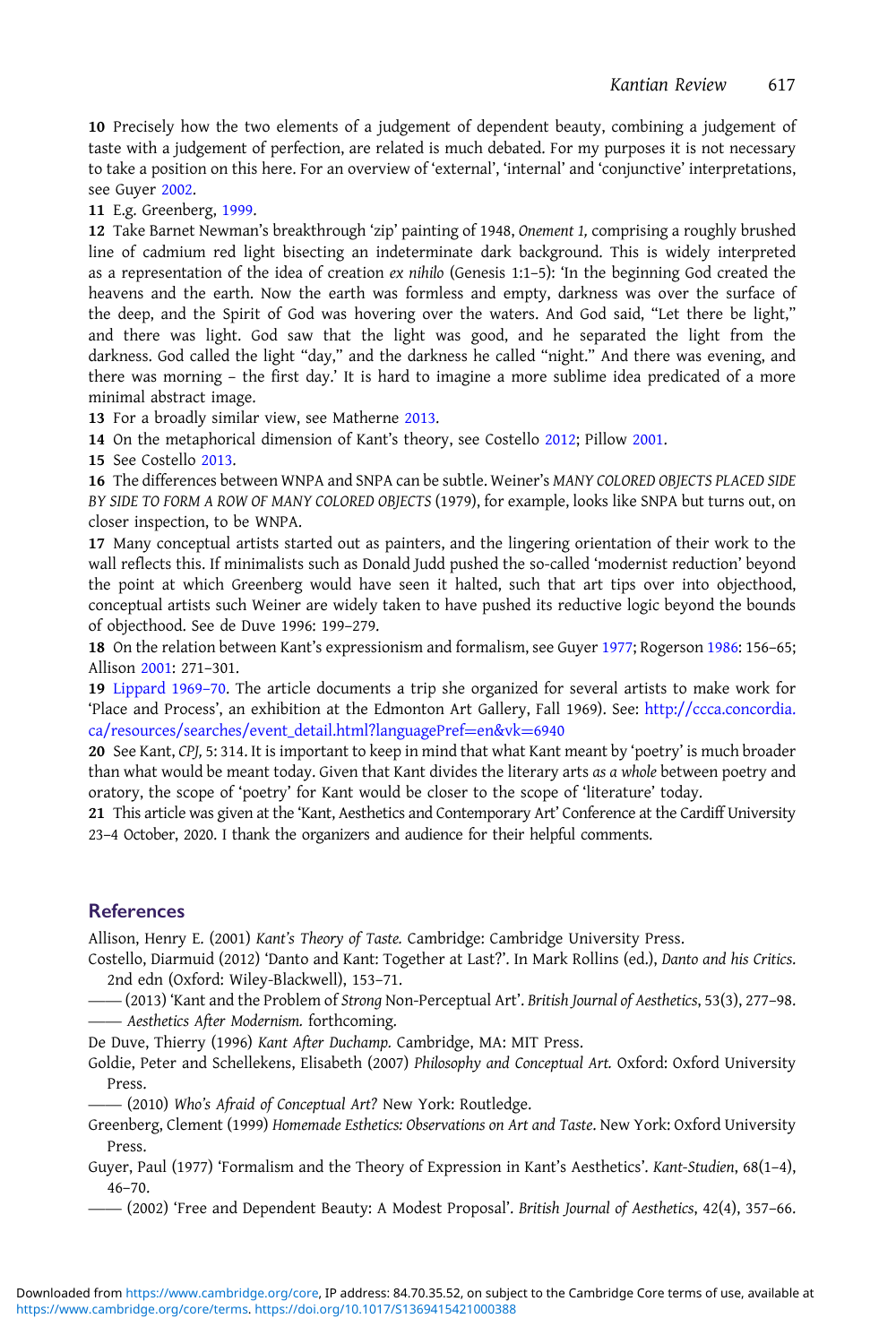10 Precisely how the two elements of a judgement of dependent beauty, combining a judgement of taste with a judgement of perfection, are related is much debated. For my purposes it is not necessary to take a position on this here. For an overview of 'external', 'internal' and 'conjunctive' interpretations, see Guyer 2002.

11 E.g. Greenberg, 1999.

12 Take Barnet Newman's breakthrough 'zip' painting of 1948, *Onement 1,* comprising a roughly brushed line of cadmium red light bisecting an indeterminate dark background. This is widely interpreted as a representation of the idea of creation *ex nihilo* (Genesis 1:1–5): 'In the beginning God created the heavens and the earth. Now the earth was formless and empty, darkness was over the surface of the deep, and the Spirit of God was hovering over the waters. And God said, "Let there be light," and there was light. God saw that the light was good, and he separated the light from the darkness. God called the light "day," and the darkness he called "night." And there was evening, and there was morning – the first day.' It is hard to imagine a more sublime idea predicated of a more minimal abstract image.

13 For a broadly similar view, see Matherne 2013.

14 On the metaphorical dimension of Kant's theory, see Costello 2012; Pillow 2001.

15 See Costello 2013.

16 The differences between WNPA and SNPA can be subtle. Weiner's *MANY COLORED OBJECTS PLACED SIDE BY SIDE TO FORM A ROW OF MANY COLORED OBJECTS* (1979), for example, looks like SNPA but turns out, on closer inspection, to be WNPA.

17 Many conceptual artists started out as painters, and the lingering orientation of their work to the wall reflects this. If minimalists such as Donald Judd pushed the so-called 'modernist reduction' beyond the point at which Greenberg would have seen it halted, such that art tips over into objecthood, conceptual artists such Weiner are widely taken to have pushed its reductive logic beyond the bounds of objecthood. See de Duve 1996: 199–279.

18 On the relation between Kant's expressionism and formalism, see Guyer 1977; Rogerson 1986: 156–65; Allison 2001: 271–301.

19 Lippard 1969–70. The article documents a trip she organized for several artists to make work for 'Place and Process', an exhibition at the Edmonton Art Gallery, Fall 1969). See: http://ccca.concordia.ca/resources/searches/event_detail.html?languagePref=en&vk=6940

20 See Kant, *CPJ,* 5: 314. It is important to keep in mind that what Kant meant by 'poetry' is much broader than what would be meant today. Given that Kant divides the literary arts *as a whole* between poetry and oratory, the scope of 'poetry' for Kant would be closer to the scope of 'literature' today.

21 This article was given at the 'Kant, Aesthetics and Contemporary Art' Conference at the Cardiff University 23–4 October, 2020. I thank the organizers and audience for their helpful comments.

## References

Allison, Henry E. (2001) *Kant's Theory of Taste.* Cambridge: Cambridge University Press.

Costello, Diarmuid (2012) 'Danto and Kant: Together at Last?'. In Mark Rollins (ed.), *Danto and his Critics.* 2nd edn (Oxford: Wiley-Blackwell), 153–71.

—— (2013) 'Kant and the Problem of *Strong* Non-Perceptual Art'. *British Journal of Aesthetics*, 53(3), 277–98.

—— *Aesthetics After Modernism.* forthcoming.

De Duve, Thierry (1996) *Kant After Duchamp.* Cambridge, MA: MIT Press.

Goldie, Peter and Schellekens, Elisabeth (2007) *Philosophy and Conceptual Art.* Oxford: Oxford University Press.

—— (2010) *Who's Afraid of Conceptual Art?* New York: Routledge.

Greenberg, Clement (1999) *Homemade Esthetics: Observations on Art and Taste*. New York: Oxford University Press.

Guyer, Paul (1977) 'Formalism and the Theory of Expression in Kant's Aesthetics'. *Kant-Studien*, 68(1–4), 46–70.

—— (2002) 'Free and Dependent Beauty: A Modest Proposal'. *British Journal of Aesthetics*, 42(4), 357–66.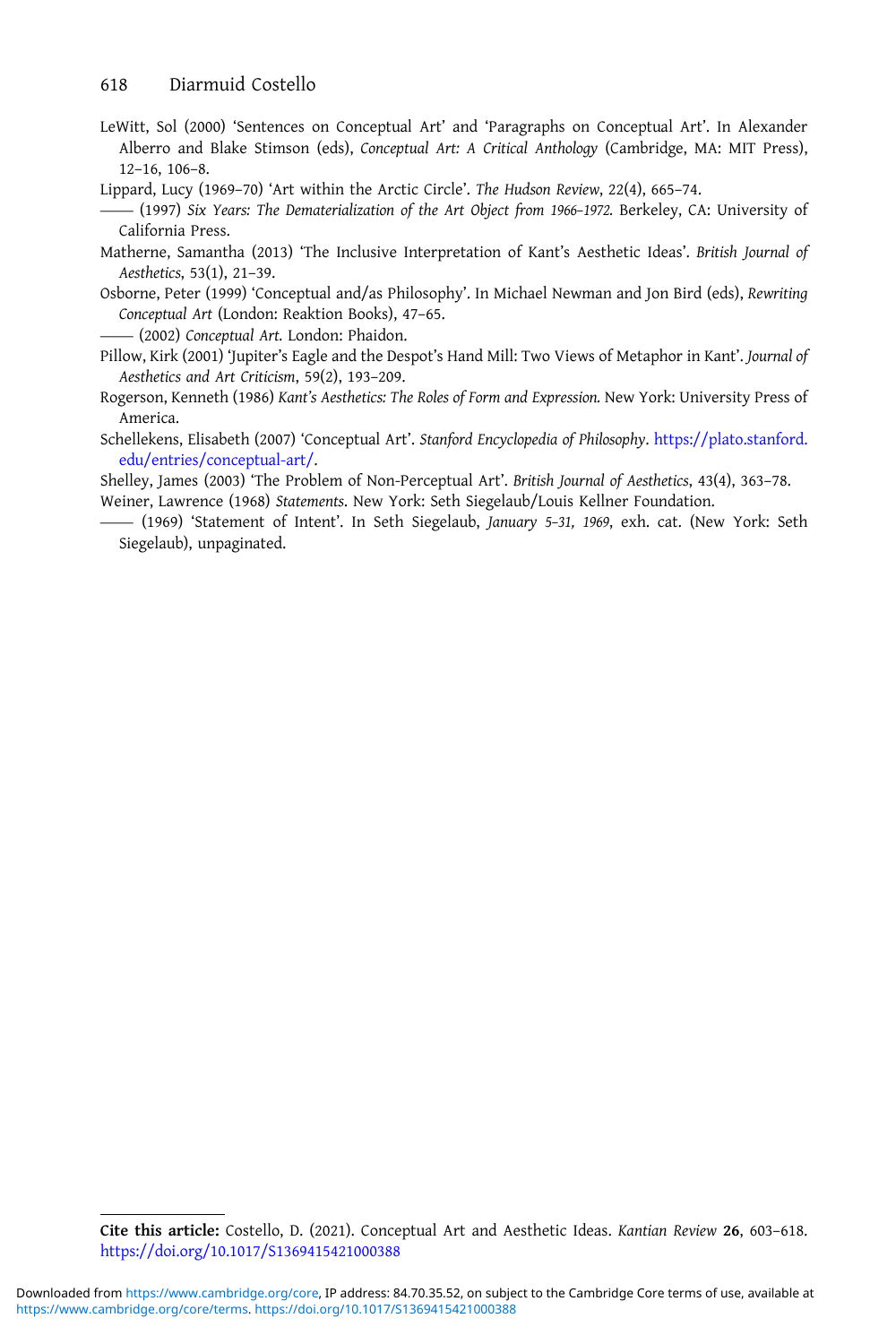LeWitt, Sol (2000) 'Sentences on Conceptual Art' and 'Paragraphs on Conceptual Art'. In Alexander Alberro and Blake Stimson (eds), *Conceptual Art: A Critical Anthology* (Cambridge, MA: MIT Press), 12–16, 106–8.

Lippard, Lucy (1969–70) 'Art within the Arctic Circle'. *The Hudson Review*, 22(4), 665–74.

—— (1997) *Six Years: The Dematerialization of the Art Object from 1966–1972.* Berkeley, CA: University of California Press.

Matherne, Samantha (2013) 'The Inclusive Interpretation of Kant's Aesthetic Ideas'. *British Journal of Aesthetics*, 53(1), 21–39.

Osborne, Peter (1999) 'Conceptual and/as Philosophy'. In Michael Newman and Jon Bird (eds), *Rewriting Conceptual Art* (London: Reaktion Books), 47–65.

—— (2002) *Conceptual Art.* London: Phaidon.

Pillow, Kirk (2001) 'Jupiter's Eagle and the Despot's Hand Mill: Two Views of Metaphor in Kant'. *Journal of Aesthetics and Art Criticism*, 59(2), 193–209.

Rogerson, Kenneth (1986) *Kant's Aesthetics: The Roles of Form and Expression.* New York: University Press of America.

Schellekens, Elisabeth (2007) 'Conceptual Art'. *Stanford Encyclopedia of Philosophy*. https://plato.stanford.edu/entries/conceptual-art/.

Shelley, James (2003) 'The Problem of Non-Perceptual Art'. *British Journal of Aesthetics*, 43(4), 363–78.

Weiner, Lawrence (1968) *Statements*. New York: Seth Siegelaub/Louis Kellner Foundation.

—— (1969) 'Statement of Intent'. In Seth Siegelaub, *January 5–31, 1969*, exh. cat. (New York: Seth Siegelaub), unpaginated.

**Cite this article:** Costello, D. (2021). Conceptual Art and Aesthetic Ideas. *Kantian Review* **26**, 603–618. https://doi.org/10.1017/S1369415421000388